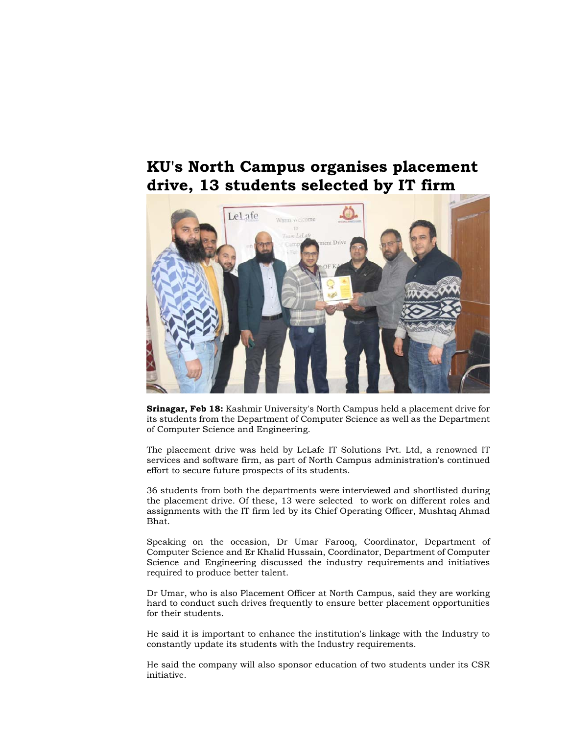# KU's North Campus organises placement drive, 13 students selected by IT firm

**Srinagar, Feb 18:** Kashmir University's North Campus held a placement drive for its students from the Department of Computer Science as well as the Department of Computer Science and Engineering.

The placement drive was held by LeLafe IT Solutions Pvt. Ltd, a renowned IT services and software firm, as part of North Campus administration's continued effort to secure future prospects of its students.

36 students from both the departments were interviewed and shortlisted during the placement drive. Of these, 13 were selected to work on different roles and assignments with the IT firm led by its Chief Operating Officer, Mushtaq Ahmad Bhat.

Speaking on the occasion, Dr Umar Farooq, Coordinator, Department of Computer Science and Er Khalid Hussain, Coordinator, Department of Computer Science and Engineering discussed the industry requirements and initiatives required to produce better talent.

Dr Umar, who is also Placement Officer at North Campus, said they are working hard to conduct such drives frequently to ensure better placement opportunities for their students.

He said it is important to enhance the institution's linkage with the Industry to constantly update its students with the Industry requirements.

He said the company will also sponsor education of two students under its CSR initiative.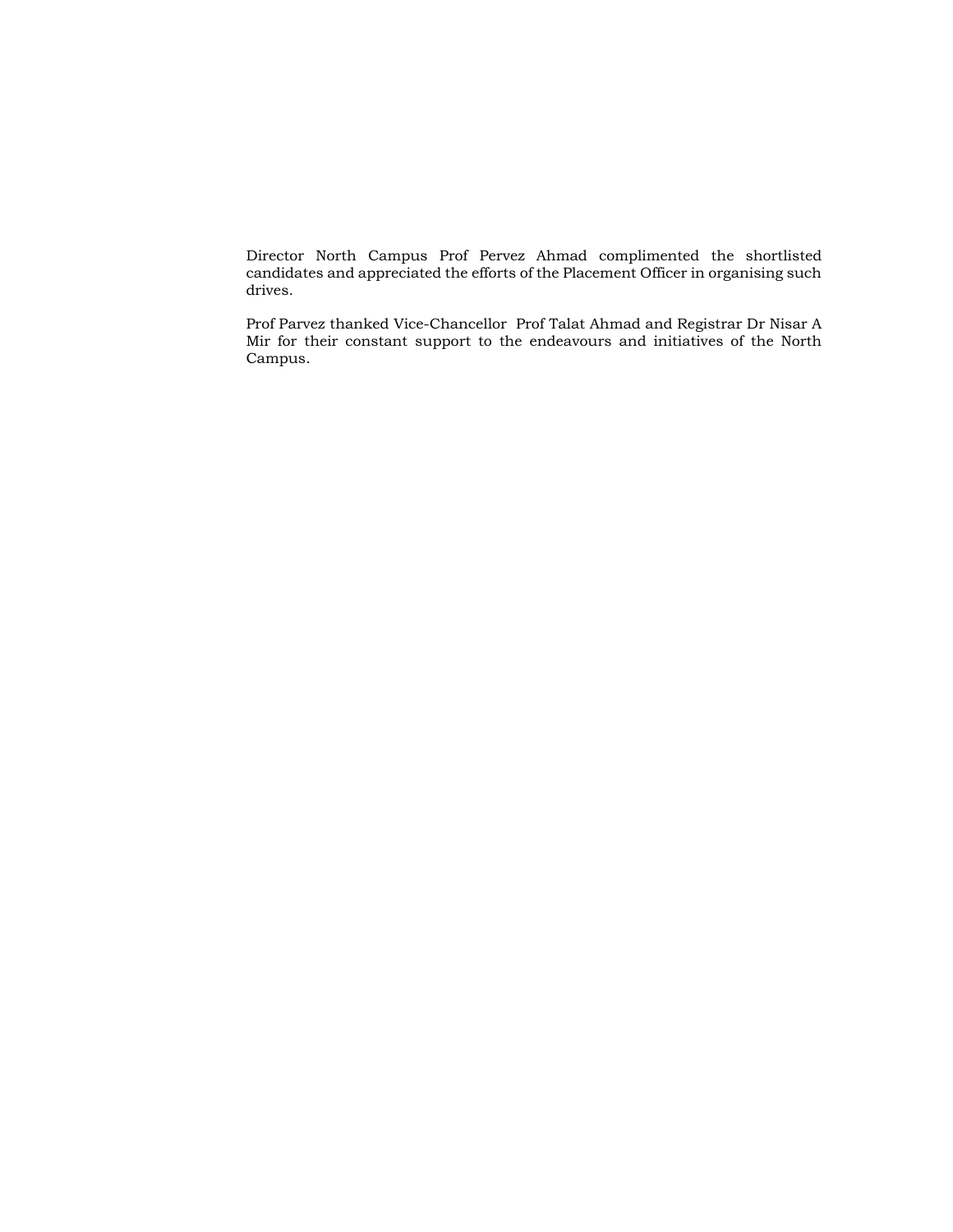Director North Campus Prof Pervez Ahmad complimented the shortlisted candidates and appreciated the efforts of the Placement Officer in organising such drives.

Prof Parvez thanked Vice-Chancellor Prof Talat Ahmad and Registrar Dr Nisar A Mir for their constant support to the endeavours and initiatives of the North Campus.